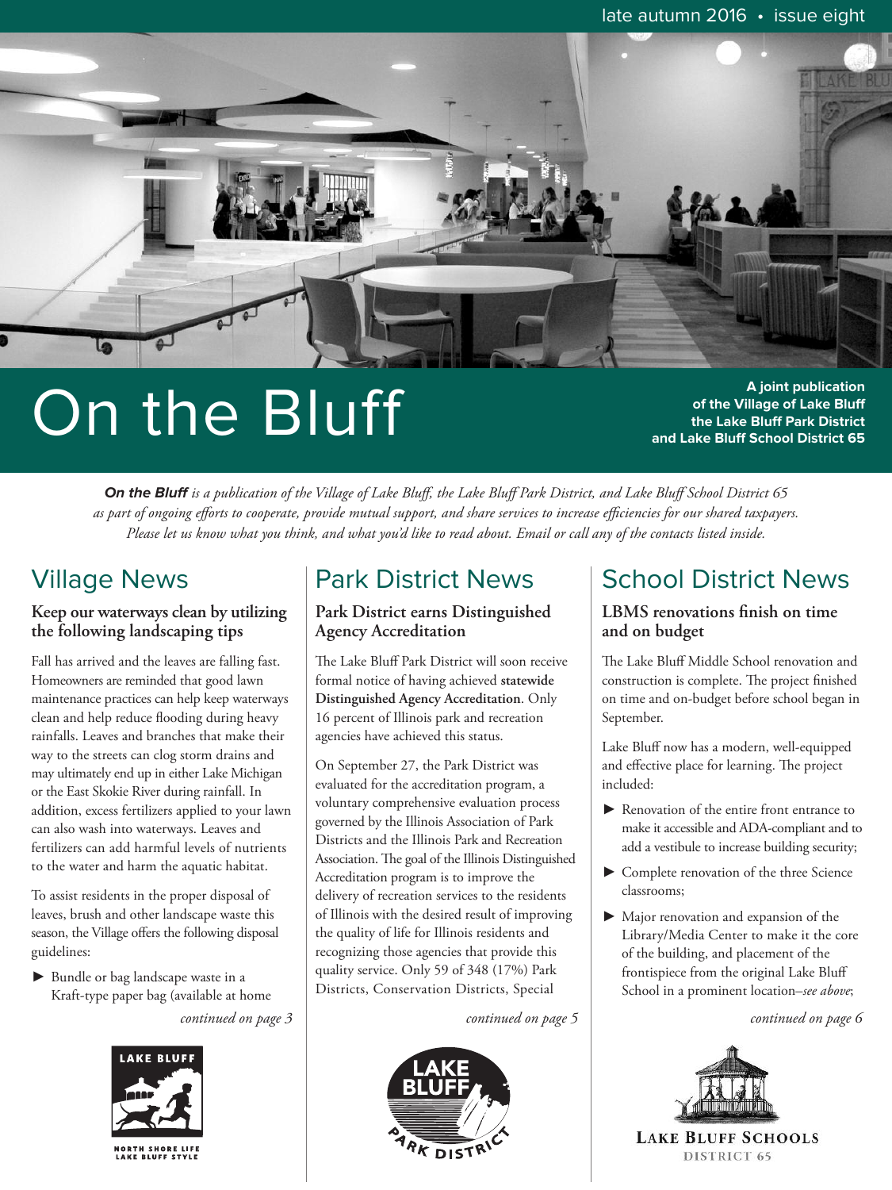late autumn 2016 • issue eight

# On the Bluff

**A joint publication of the Village of Lake Bluff the Lake Bluff Park District and Lake Bluff School District 65**

***On the Bluff** is a publication of the Village of Lake Bluff, the Lake Bluff Park District, and Lake Bluff School District 65 as part of ongoing efforts to cooperate, provide mutual support, and share services to increase efficiencies for our shared taxpayers. Please let us know what you think, and what you'd like to read about. Email or call any of the contacts listed inside.*

## Village News

### Keep our waterways clean by utilizing the following landscaping tips

Fall has arrived and the leaves are falling fast. Homeowners are reminded that good lawn maintenance practices can help keep waterways clean and help reduce flooding during heavy rainfalls. Leaves and branches that make their way to the streets can clog storm drains and may ultimately end up in either Lake Michigan or the East Skokie River during rainfall. In addition, excess fertilizers applied to your lawn can also wash into waterways. Leaves and fertilizers can add harmful levels of nutrients to the water and harm the aquatic habitat.

To assist residents in the proper disposal of leaves, brush and other landscape waste this season, the Village offers the following disposal guidelines:

- Bundle or bag landscape waste in a Kraft-type paper bag (available at home

*continued on page 3*

LAKE BLUFF
NORTH SHORE LIFE LAKE BLUFF STYLE

## Park District News

### Park District earns Distinguished Agency Accreditation

The Lake Bluff Park District will soon receive formal notice of having achieved **statewide Distinguished Agency Accreditation**. Only 16 percent of Illinois park and recreation agencies have achieved this status.

On September 27, the Park District was evaluated for the accreditation program, a voluntary comprehensive evaluation process governed by the Illinois Association of Park Districts and the Illinois Park and Recreation Association. The goal of the Illinois Distinguished Accreditation program is to improve the delivery of recreation services to the residents of Illinois with the desired result of improving the quality of life for Illinois residents and recognizing those agencies that provide this quality service. Only 59 of 348 (17%) Park Districts, Conservation Districts, Special

*continued on page 5*

LAKE BLUFF PARK DISTRICT

## School District News

### LBMS renovations finish on time and on budget

The Lake Bluff Middle School renovation and construction is complete. The project finished on time and on-budget before school began in September.

Lake Bluff now has a modern, well-equipped and effective place for learning. The project included:

- Renovation of the entire front entrance to make it accessible and ADA-compliant and to add a vestibule to increase building security;
- Complete renovation of the three Science classrooms;
- Major renovation and expansion of the Library/Media Center to make it the core of the building, and placement of the frontispiece from the original Lake Bluff School in a prominent location–*see above*;

*continued on page 6*

LAKE BLUFF SCHOOLS
DISTRICT 65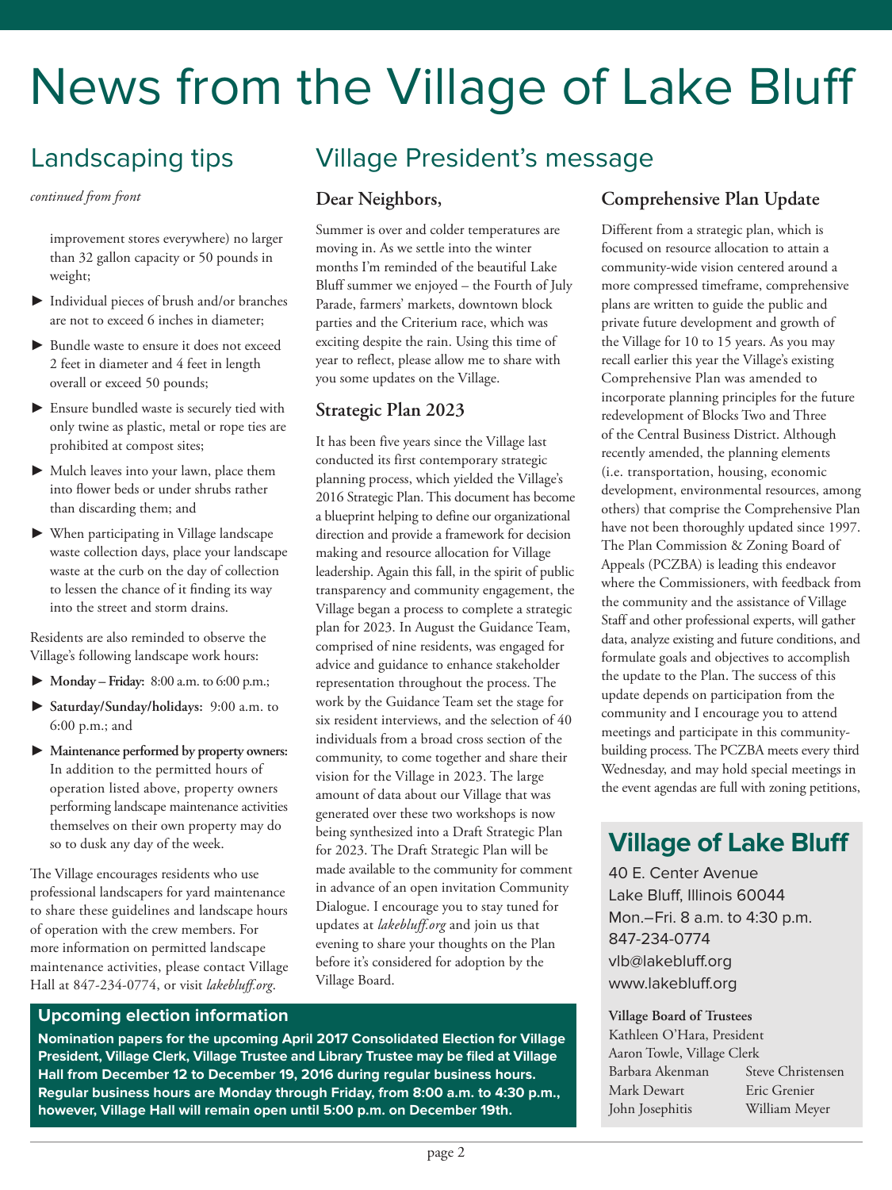# News from the Village of Lake Bluff

## Landscaping tips

*continued from front*

improvement stores everywhere) no larger than 32 gallon capacity or 50 pounds in weight;

- Individual pieces of brush and/or branches are not to exceed 6 inches in diameter;
- Bundle waste to ensure it does not exceed 2 feet in diameter and 4 feet in length overall or exceed 50 pounds;
- Ensure bundled waste is securely tied with only twine as plastic, metal or rope ties are prohibited at compost sites;
- Mulch leaves into your lawn, place them into flower beds or under shrubs rather than discarding them; and
- When participating in Village landscape waste collection days, place your landscape waste at the curb on the day of collection to lessen the chance of it finding its way into the street and storm drains.

Residents are also reminded to observe the Village's following landscape work hours:

- **Monday – Friday:** 8:00 a.m. to 6:00 p.m.;
- **Saturday/Sunday/holidays:** 9:00 a.m. to 6:00 p.m.; and
- **Maintenance performed by property owners:** In addition to the permitted hours of operation listed above, property owners performing landscape maintenance activities themselves on their own property may do so to dusk any day of the week.

The Village encourages residents who use professional landscapers for yard maintenance to share these guidelines and landscape hours of operation with the crew members. For more information on permitted landscape maintenance activities, please contact Village Hall at 847-234-0774, or visit *lakebluff.org*.

## Village President's message

### Dear Neighbors,

Summer is over and colder temperatures are moving in. As we settle into the winter months I'm reminded of the beautiful Lake Bluff summer we enjoyed – the Fourth of July Parade, farmers' markets, downtown block parties and the Criterium race, which was exciting despite the rain. Using this time of year to reflect, please allow me to share with you some updates on the Village.

### Strategic Plan 2023

It has been five years since the Village last conducted its first contemporary strategic planning process, which yielded the Village's 2016 Strategic Plan. This document has become a blueprint helping to define our organizational direction and provide a framework for decision making and resource allocation for Village leadership. Again this fall, in the spirit of public transparency and community engagement, the Village began a process to complete a strategic plan for 2023. In August the Guidance Team, comprised of nine residents, was engaged for advice and guidance to enhance stakeholder representation throughout the process. The work by the Guidance Team set the stage for six resident interviews, and the selection of 40 individuals from a broad cross section of the community, to come together and share their vision for the Village in 2023. The large amount of data about our Village that was generated over these two workshops is now being synthesized into a Draft Strategic Plan for 2023. The Draft Strategic Plan will be made available to the community for comment in advance of an open invitation Community Dialogue. I encourage you to stay tuned for updates at *lakebluff.org* and join us that evening to share your thoughts on the Plan before it's considered for adoption by the Village Board.

### Comprehensive Plan Update

Different from a strategic plan, which is focused on resource allocation to attain a community-wide vision centered around a more compressed timeframe, comprehensive plans are written to guide the public and private future development and growth of the Village for 10 to 15 years. As you may recall earlier this year the Village's existing Comprehensive Plan was amended to incorporate planning principles for the future redevelopment of Blocks Two and Three of the Central Business District. Although recently amended, the planning elements (i.e. transportation, housing, economic development, environmental resources, among others) that comprise the Comprehensive Plan have not been thoroughly updated since 1997. The Plan Commission & Zoning Board of Appeals (PCZBA) is leading this endeavor where the Commissioners, with feedback from the community and the assistance of Village Staff and other professional experts, will gather data, analyze existing and future conditions, and formulate goals and objectives to accomplish the update to the Plan. The success of this update depends on participation from the community and I encourage you to attend meetings and participate in this community-building process. The PCZBA meets every third Wednesday, and may hold special meetings in the event agendas are full with zoning petitions,

### Upcoming election information

**Nomination papers for the upcoming April 2017 Consolidated Election for Village President, Village Clerk, Village Trustee and Library Trustee may be filed at Village Hall from December 12 to December 19, 2016 during regular business hours. Regular business hours are Monday through Friday, from 8:00 a.m. to 4:30 p.m., however, Village Hall will remain open until 5:00 p.m. on December 19th.**

## Village of Lake Bluff

40 E. Center Avenue
Lake Bluff, Illinois 60044
Mon.–Fri. 8 a.m. to 4:30 p.m.
847-234-0774
vlb@lakebluff.org
www.lakebluff.org

**Village Board of Trustees**

Kathleen O'Hara, President
Aaron Towle, Village Clerk
Barbara Akenman
Mark Dewart
John Josephitis
Steve Christensen
Eric Grenier
William Meyer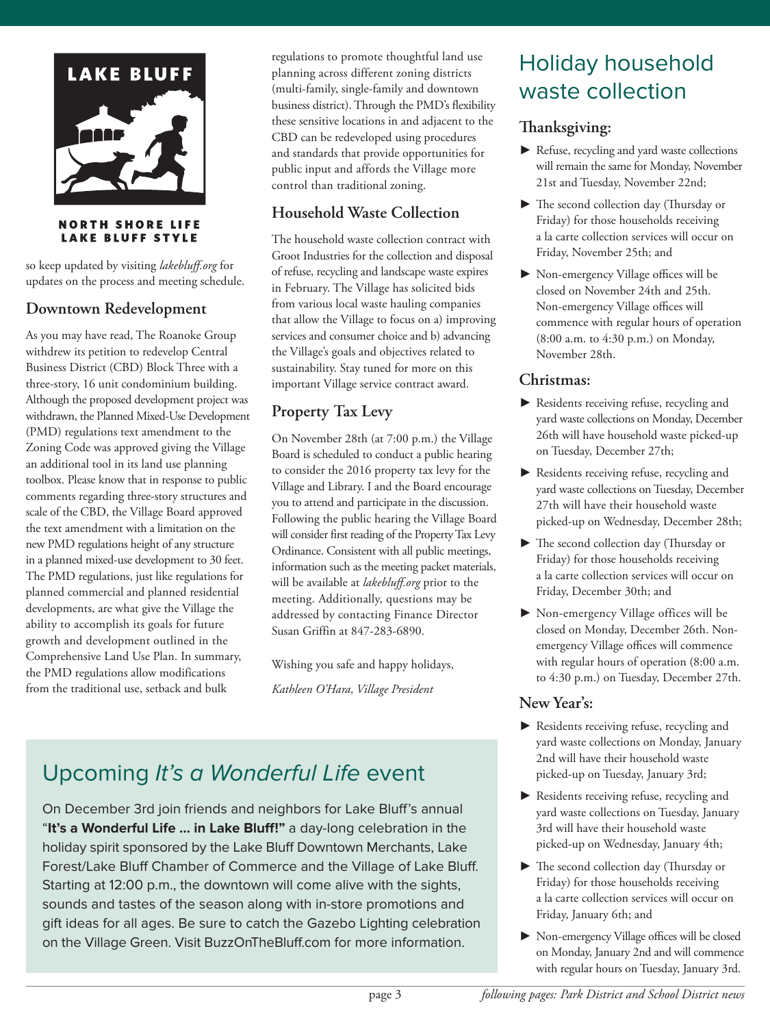LAKE BLUFF

NORTH SHORE LIFE
LAKE BLUFF STYLE

so keep updated by visiting *lakebluff.org* for updates on the process and meeting schedule.

### Downtown Redevelopment

As you may have read, The Roanoke Group withdrew its petition to redevelop Central Business District (CBD) Block Three with a three-story, 16 unit condominium building. Although the proposed development project was withdrawn, the Planned Mixed-Use Development (PMD) regulations text amendment to the Zoning Code was approved giving the Village an additional tool in its land use planning toolbox. Please know that in response to public comments regarding three-story structures and scale of the CBD, the Village Board approved the text amendment with a limitation on the new PMD regulations height of any structure in a planned mixed-use development to 30 feet. The PMD regulations, just like regulations for planned commercial and planned residential developments, are what give the Village the ability to accomplish its goals for future growth and development outlined in the Comprehensive Land Use Plan. In summary, the PMD regulations allow modifications from the traditional use, setback and bulk regulations to promote thoughtful land use planning across different zoning districts (multi-family, single-family and downtown business district). Through the PMD's flexibility these sensitive locations in and adjacent to the CBD can be redeveloped using procedures and standards that provide opportunities for public input and affords the Village more control than traditional zoning.

### Household Waste Collection

The household waste collection contract with Groot Industries for the collection and disposal of refuse, recycling and landscape waste expires in February. The Village has solicited bids from various local waste hauling companies that allow the Village to focus on a) improving services and consumer choice and b) advancing the Village's goals and objectives related to sustainability. Stay tuned for more on this important Village service contract award.

### Property Tax Levy

On November 28th (at 7:00 p.m.) the Village Board is scheduled to conduct a public hearing to consider the 2016 property tax levy for the Village and Library. I and the Board encourage you to attend and participate in the discussion. Following the public hearing the Village Board will consider first reading of the Property Tax Levy Ordinance. Consistent with all public meetings, information such as the meeting packet materials, will be available at *lakebluff.org* prior to the meeting. Additionally, questions may be addressed by contacting Finance Director Susan Griffin at 847-283-6890.

Wishing you safe and happy holidays,

*Kathleen O'Hara, Village President*

## Upcoming *It's a Wonderful Life* event

On December 3rd join friends and neighbors for Lake Bluff's annual "**It's a Wonderful Life ... in Lake Bluff!"** a day-long celebration in the holiday spirit sponsored by the Lake Bluff Downtown Merchants, Lake Forest/Lake Bluff Chamber of Commerce and the Village of Lake Bluff. Starting at 12:00 p.m., the downtown will come alive with the sights, sounds and tastes of the season along with in-store promotions and gift ideas for all ages. Be sure to catch the Gazebo Lighting celebration on the Village Green. Visit BuzzOnTheBluff.com for more information.

## Holiday household waste collection

### Thanksgiving:

- Refuse, recycling and yard waste collections will remain the same for Monday, November 21st and Tuesday, November 22nd;
- The second collection day (Thursday or Friday) for those households receiving a la carte collection services will occur on Friday, November 25th; and
- Non-emergency Village offices will be closed on November 24th and 25th. Non-emergency Village offices will commence with regular hours of operation (8:00 a.m. to 4:30 p.m.) on Monday, November 28th.

### Christmas:

- Residents receiving refuse, recycling and yard waste collections on Monday, December 26th will have household waste picked-up on Tuesday, December 27th;
- Residents receiving refuse, recycling and yard waste collections on Tuesday, December 27th will have their household waste picked-up on Wednesday, December 28th;
- The second collection day (Thursday or Friday) for those households receiving a la carte collection services will occur on Friday, December 30th; and
- Non-emergency Village offices will be closed on Monday, December 26th. Non-emergency Village offices will commence with regular hours of operation (8:00 a.m. to 4:30 p.m.) on Tuesday, December 27th.

### New Year's:

- Residents receiving refuse, recycling and yard waste collections on Monday, January 2nd will have their household waste picked-up on Tuesday, January 3rd;
- Residents receiving refuse, recycling and yard waste collections on Tuesday, January 3rd will have their household waste picked-up on Wednesday, January 4th;
- The second collection day (Thursday or Friday) for those households receiving a la carte collection services will occur on Friday, January 6th; and
- Non-emergency Village offices will be closed on Monday, January 2nd and will commence with regular hours on Tuesday, January 3rd.

*following pages: Park District and School District news*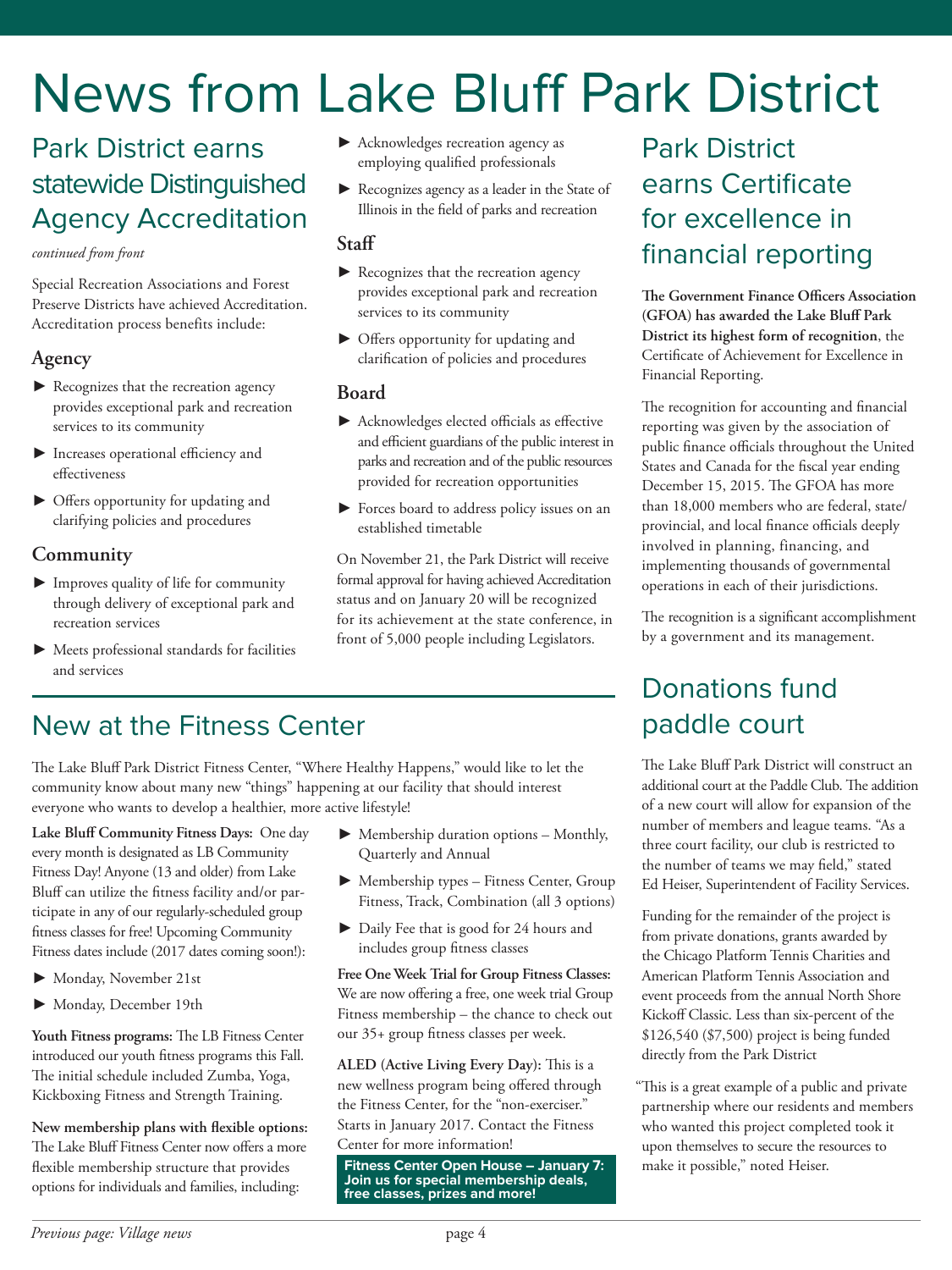# News from Lake Bluff Park District

## Park District earns statewide Distinguished Agency Accreditation

*continued from front*

Special Recreation Associations and Forest Preserve Districts have achieved Accreditation. Accreditation process benefits include:

### Agency

- Recognizes that the recreation agency provides exceptional park and recreation services to its community
- Increases operational efficiency and effectiveness
- Offers opportunity for updating and clarifying policies and procedures

### Community

- Improves quality of life for community through delivery of exceptional park and recreation services
- Meets professional standards for facilities and services
- Acknowledges recreation agency as employing qualified professionals
- Recognizes agency as a leader in the State of Illinois in the field of parks and recreation

### Staff

- Recognizes that the recreation agency provides exceptional park and recreation services to its community
- Offers opportunity for updating and clarification of policies and procedures

### Board

- Acknowledges elected officials as effective and efficient guardians of the public interest in parks and recreation and of the public resources provided for recreation opportunities
- Forces board to address policy issues on an established timetable

On November 21, the Park District will receive formal approval for having achieved Accreditation status and on January 20 will be recognized for its achievement at the state conference, in front of 5,000 people including Legislators.

## Park District earns Certificate for excellence in financial reporting

**The Government Finance Officers Association (GFOA) has awarded the Lake Bluff Park District its highest form of recognition**, the Certificate of Achievement for Excellence in Financial Reporting.

The recognition for accounting and financial reporting was given by the association of public finance officials throughout the United States and Canada for the fiscal year ending December 15, 2015. The GFOA has more than 18,000 members who are federal, state/provincial, and local finance officials deeply involved in planning, financing, and implementing thousands of governmental operations in each of their jurisdictions.

The recognition is a significant accomplishment by a government and its management.

## New at the Fitness Center

The Lake Bluff Park District Fitness Center, "Where Healthy Happens," would like to let the community know about many new "things" happening at our facility that should interest everyone who wants to develop a healthier, more active lifestyle!

**Lake Bluff Community Fitness Days:** One day every month is designated as LB Community Fitness Day! Anyone (13 and older) from Lake Bluff can utilize the fitness facility and/or participate in any of our regularly-scheduled group fitness classes for free! Upcoming Community Fitness dates include (2017 dates coming soon!):

- Monday, November 21st
- Monday, December 19th

**Youth Fitness programs:** The LB Fitness Center introduced our youth fitness programs this Fall. The initial schedule included Zumba, Yoga, Kickboxing Fitness and Strength Training.

**New membership plans with flexible options:** The Lake Bluff Fitness Center now offers a more flexible membership structure that provides options for individuals and families, including:

- Membership duration options – Monthly, Quarterly and Annual
- Membership types – Fitness Center, Group Fitness, Track, Combination (all 3 options)
- Daily Fee that is good for 24 hours and includes group fitness classes

**Free One Week Trial for Group Fitness Classes:** We are now offering a free, one week trial Group Fitness membership – the chance to check out our 35+ group fitness classes per week.

**ALED (Active Living Every Day):** This is a new wellness program being offered through the Fitness Center, for the "non-exerciser." Starts in January 2017. Contact the Fitness Center for more information!

**Fitness Center Open House – January 7: Join us for special membership deals, free classes, prizes and more!**

## Donations fund paddle court

The Lake Bluff Park District will construct an additional court at the Paddle Club. The addition of a new court will allow for expansion of the number of members and league teams. "As a three court facility, our club is restricted to the number of teams we may field," stated Ed Heiser, Superintendent of Facility Services.

Funding for the remainder of the project is from private donations, grants awarded by the Chicago Platform Tennis Charities and American Platform Tennis Association and event proceeds from the annual North Shore Kickoff Classic. Less than six-percent of the $126,540 ($7,500) project is being funded directly from the Park District

"This is a great example of a public and private partnership where our residents and members who wanted this project completed took it upon themselves to secure the resources to make it possible," noted Heiser.

*Previous page: Village news*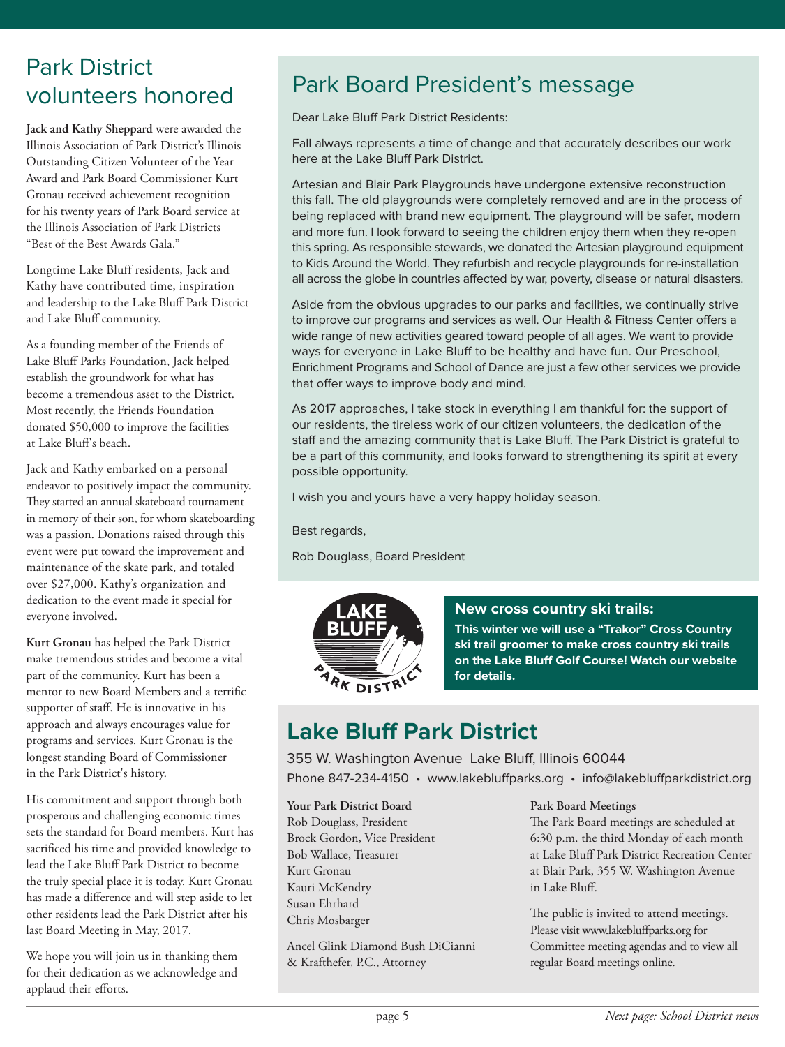# Park District volunteers honored

**Jack and Kathy Sheppard** were awarded the Illinois Association of Park District's Illinois Outstanding Citizen Volunteer of the Year Award and Park Board Commissioner Kurt Gronau received achievement recognition for his twenty years of Park Board service at the Illinois Association of Park Districts "Best of the Best Awards Gala."

Longtime Lake Bluff residents, Jack and Kathy have contributed time, inspiration and leadership to the Lake Bluff Park District and Lake Bluff community.

As a founding member of the Friends of Lake Bluff Parks Foundation, Jack helped establish the groundwork for what has become a tremendous asset to the District. Most recently, the Friends Foundation donated $50,000 to improve the facilities at Lake Bluff's beach.

Jack and Kathy embarked on a personal endeavor to positively impact the community. They started an annual skateboard tournament in memory of their son, for whom skateboarding was a passion. Donations raised through this event were put toward the improvement and maintenance of the skate park, and totaled over $27,000. Kathy's organization and dedication to the event made it special for everyone involved.

**Kurt Gronau** has helped the Park District make tremendous strides and become a vital part of the community. Kurt has been a mentor to new Board Members and a terrific supporter of staff. He is innovative in his approach and always encourages value for programs and services. Kurt Gronau is the longest standing Board of Commissioner in the Park District's history.

His commitment and support through both prosperous and challenging economic times sets the standard for Board members. Kurt has sacrificed his time and provided knowledge to lead the Lake Bluff Park District to become the truly special place it is today. Kurt Gronau has made a difference and will step aside to let other residents lead the Park District after his last Board Meeting in May, 2017.

We hope you will join us in thanking them for their dedication as we acknowledge and applaud their efforts.

# Park Board President's message

Dear Lake Bluff Park District Residents:

Fall always represents a time of change and that accurately describes our work here at the Lake Bluff Park District.

Artesian and Blair Park Playgrounds have undergone extensive reconstruction this fall. The old playgrounds were completely removed and are in the process of being replaced with brand new equipment. The playground will be safer, modern and more fun. I look forward to seeing the children enjoy them when they re-open this spring. As responsible stewards, we donated the Artesian playground equipment to Kids Around the World. They refurbish and recycle playgrounds for re-installation all across the globe in countries affected by war, poverty, disease or natural disasters.

Aside from the obvious upgrades to our parks and facilities, we continually strive to improve our programs and services as well. Our Health & Fitness Center offers a wide range of new activities geared toward people of all ages. We want to provide ways for everyone in Lake Bluff to be healthy and have fun. Our Preschool, Enrichment Programs and School of Dance are just a few other services we provide that offer ways to improve body and mind.

As 2017 approaches, I take stock in everything I am thankful for: the support of our residents, the tireless work of our citizen volunteers, the dedication of the staff and the amazing community that is Lake Bluff. The Park District is grateful to be a part of this community, and looks forward to strengthening its spirit at every possible opportunity.

I wish you and yours have a very happy holiday season.

Best regards,

Rob Douglass, Board President

LAKE BLUFF PARK DISTRICT

### New cross country ski trails:

**This winter we will use a "Trakor" Cross Country ski trail groomer to make cross country ski trails on the Lake Bluff Golf Course! Watch our website for details.**

## Lake Bluff Park District

355 W. Washington Avenue Lake Bluff, Illinois 60044

Phone 847-234-4150 • www.lakebluffparks.org • info@lakebluffparkdistrict.org

**Your Park District Board**

Rob Douglass, President
Brock Gordon, Vice President
Bob Wallace, Treasurer
Kurt Gronau
Kauri McKendry
Susan Ehrhard
Chris Mosbarger

Ancel Glink Diamond Bush DiCianni & Krafthefer, P.C., Attorney

**Park Board Meetings**

The Park Board meetings are scheduled at 6:30 p.m. the third Monday of each month at Lake Bluff Park District Recreation Center at Blair Park, 355 W. Washington Avenue in Lake Bluff.

The public is invited to attend meetings. Please visit www.lakebluffparks.org for Committee meeting agendas and to view all regular Board meetings online.

*Next page: School District news*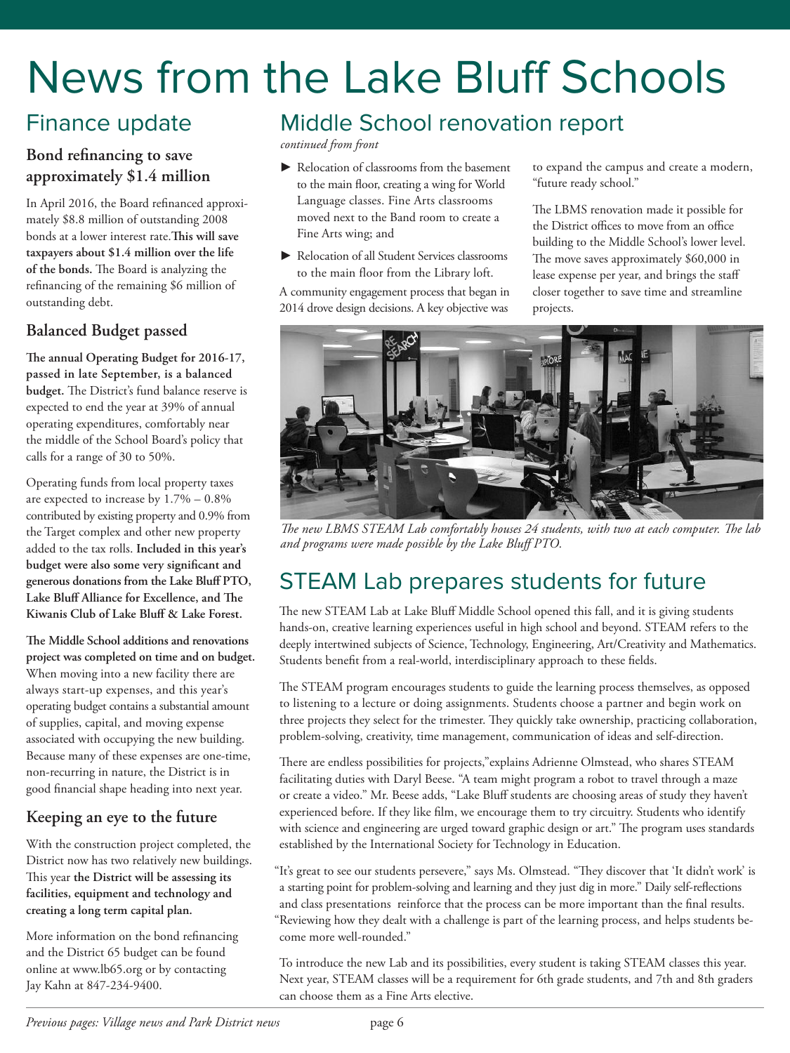# News from the Lake Bluff Schools

## Finance update

### Bond refinancing to save approximately $1.4 million

In April 2016, the Board refinanced approximately $8.8 million of outstanding 2008 bonds at a lower interest rate. **This will save taxpayers about $1.4 million over the life of the bonds.** The Board is analyzing the refinancing of the remaining $6 million of outstanding debt.

### Balanced Budget passed

**The annual Operating Budget for 2016-17, passed in late September, is a balanced budget.** The District's fund balance reserve is expected to end the year at 39% of annual operating expenditures, comfortably near the middle of the School Board's policy that calls for a range of 30 to 50%.

Operating funds from local property taxes are expected to increase by 1.7% – 0.8% contributed by existing property and 0.9% from the Target complex and other new property added to the tax rolls. **Included in this year's budget were also some very significant and generous donations from the Lake Bluff PTO, Lake Bluff Alliance for Excellence, and The Kiwanis Club of Lake Bluff & Lake Forest.**

**The Middle School additions and renovations project was completed on time and on budget.** When moving into a new facility there are always start-up expenses, and this year's operating budget contains a substantial amount of supplies, capital, and moving expense associated with occupying the new building. Because many of these expenses are one-time, non-recurring in nature, the District is in good financial shape heading into next year.

### Keeping an eye to the future

With the construction project completed, the District now has two relatively new buildings. This year **the District will be assessing its facilities, equipment and technology and creating a long term capital plan.**

More information on the bond refinancing and the District 65 budget can be found online at www.lb65.org or by contacting Jay Kahn at 847-234-9400.

## Middle School renovation report

*continued from front*

- Relocation of classrooms from the basement to the main floor, creating a wing for World Language classes. Fine Arts classrooms moved next to the Band room to create a Fine Arts wing; and
- Relocation of all Student Services classrooms to the main floor from the Library loft.

A community engagement process that began in 2014 drove design decisions. A key objective was to expand the campus and create a modern, "future ready school."

The LBMS renovation made it possible for the District offices to move from an office building to the Middle School's lower level. The move saves approximately $60,000 in lease expense per year, and brings the staff closer together to save time and streamline projects.

*The new LBMS STEAM Lab comfortably houses 24 students, with two at each computer. The lab and programs were made possible by the Lake Bluff PTO.*

## STEAM Lab prepares students for future

The new STEAM Lab at Lake Bluff Middle School opened this fall, and it is giving students hands-on, creative learning experiences useful in high school and beyond. STEAM refers to the deeply intertwined subjects of Science, Technology, Engineering, Art/Creativity and Mathematics. Students benefit from a real-world, interdisciplinary approach to these fields.

The STEAM program encourages students to guide the learning process themselves, as opposed to listening to a lecture or doing assignments. Students choose a partner and begin work on three projects they select for the trimester. They quickly take ownership, practicing collaboration, problem-solving, creativity, time management, communication of ideas and self-direction.

There are endless possibilities for projects,"explains Adrienne Olmstead, who shares STEAM facilitating duties with Daryl Beese. "A team might program a robot to travel through a maze or create a video." Mr. Beese adds, "Lake Bluff students are choosing areas of study they haven't experienced before. If they like film, we encourage them to try circuitry. Students who identify with science and engineering are urged toward graphic design or art." The program uses standards established by the International Society for Technology in Education.

"It's great to see our students persevere," says Ms. Olmstead. "They discover that 'It didn't work' is a starting point for problem-solving and learning and they just dig in more." Daily self-reflections and class presentations reinforce that the process can be more important than the final results. "Reviewing how they dealt with a challenge is part of the learning process, and helps students become more well-rounded."

To introduce the new Lab and its possibilities, every student is taking STEAM classes this year. Next year, STEAM classes will be a requirement for 6th grade students, and 7th and 8th graders can choose them as a Fine Arts elective.

*Previous pages: Village news and Park District news*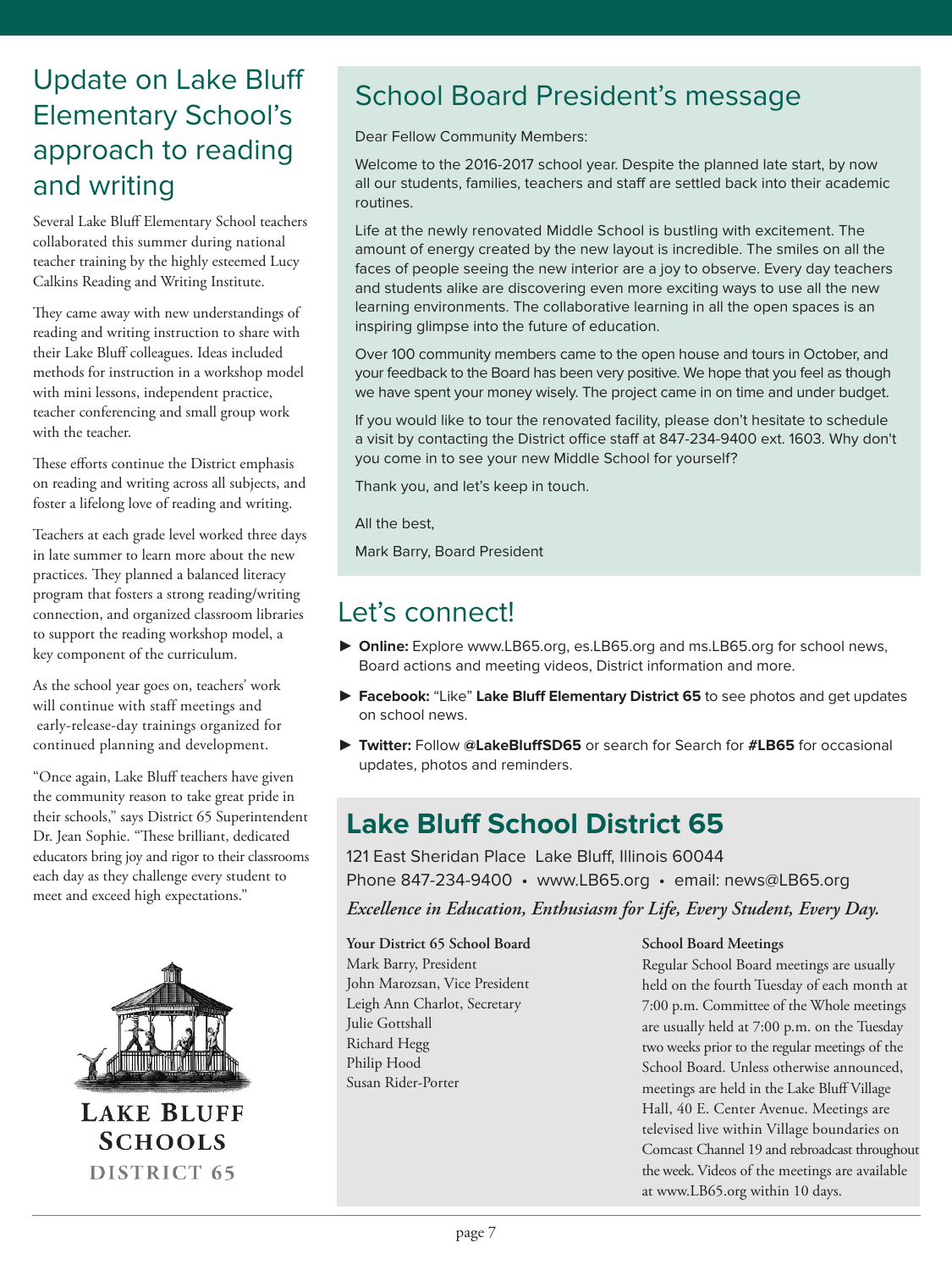## Update on Lake Bluff Elementary School's approach to reading and writing

Several Lake Bluff Elementary School teachers collaborated this summer during national teacher training by the highly esteemed Lucy Calkins Reading and Writing Institute.

They came away with new understandings of reading and writing instruction to share with their Lake Bluff colleagues. Ideas included methods for instruction in a workshop model with mini lessons, independent practice, teacher conferencing and small group work with the teacher.

These efforts continue the District emphasis on reading and writing across all subjects, and foster a lifelong love of reading and writing.

Teachers at each grade level worked three days in late summer to learn more about the new practices. They planned a balanced literacy program that fosters a strong reading/writing connection, and organized classroom libraries to support the reading workshop model, a key component of the curriculum.

As the school year goes on, teachers' work will continue with staff meetings and early-release-day trainings organized for continued planning and development.

"Once again, Lake Bluff teachers have given the community reason to take great pride in their schools," says District 65 Superintendent Dr. Jean Sophie. "These brilliant, dedicated educators bring joy and rigor to their classrooms each day as they challenge every student to meet and exceed high expectations."

LAKE BLUFF SCHOOLS DISTRICT 65

## School Board President's message

Dear Fellow Community Members:

Welcome to the 2016-2017 school year. Despite the planned late start, by now all our students, families, teachers and staff are settled back into their academic routines.

Life at the newly renovated Middle School is bustling with excitement. The amount of energy created by the new layout is incredible. The smiles on all the faces of people seeing the new interior are a joy to observe. Every day teachers and students alike are discovering even more exciting ways to use all the new learning environments. The collaborative learning in all the open spaces is an inspiring glimpse into the future of education.

Over 100 community members came to the open house and tours in October, and your feedback to the Board has been very positive. We hope that you feel as though we have spent your money wisely. The project came in on time and under budget.

If you would like to tour the renovated facility, please don't hesitate to schedule a visit by contacting the District office staff at 847-234-9400 ext. 1603. Why don't you come in to see your new Middle School for yourself?

Thank you, and let's keep in touch.

All the best,

Mark Barry, Board President

## Let's connect!

- **Online:** Explore www.LB65.org, es.LB65.org and ms.LB65.org for school news, Board actions and meeting videos, District information and more.
- **Facebook:** "Like" **Lake Bluff Elementary District 65** to see photos and get updates on school news.
- **Twitter:** Follow **@LakeBluffSD65** or search for Search for **#LB65** for occasional updates, photos and reminders.

## Lake Bluff School District 65

121 East Sheridan Place Lake Bluff, Illinois 60044
Phone 847-234-9400 • www.LB65.org • email: news@LB65.org

*Excellence in Education, Enthusiasm for Life, Every Student, Every Day.*

**Your District 65 School Board**
Mark Barry, President
John Marozsan, Vice President
Leigh Ann Charlot, Secretary
Julie Gottshall
Richard Hegg
Philip Hood
Susan Rider-Porter

**School Board Meetings**
Regular School Board meetings are usually held on the fourth Tuesday of each month at 7:00 p.m. Committee of the Whole meetings are usually held at 7:00 p.m. on the Tuesday two weeks prior to the regular meetings of the School Board. Unless otherwise announced, meetings are held in the Lake Bluff Village Hall, 40 E. Center Avenue. Meetings are televised live within Village boundaries on Comcast Channel 19 and rebroadcast throughout the week. Videos of the meetings are available at www.LB65.org within 10 days.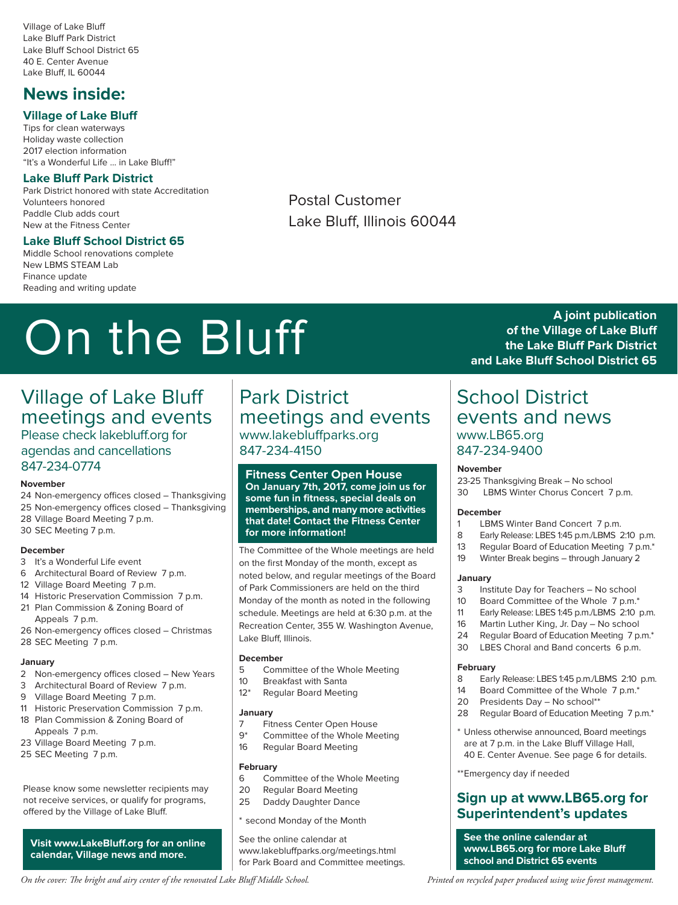Village of Lake Bluff
Lake Bluff Park District
Lake Bluff School District 65
40 E. Center Avenue
Lake Bluff, IL 60044

## News inside:

### Village of Lake Bluff

Tips for clean waterways
Holiday waste collection
2017 election information
"It's a Wonderful Life ... in Lake Bluff!"

### Lake Bluff Park District

Park District honored with state Accreditation
Volunteers honored
Paddle Club adds court
New at the Fitness Center

### Lake Bluff School District 65

Middle School renovations complete
New LBMS STEAM Lab
Finance update
Reading and writing update

Postal Customer
Lake Bluff, Illinois 60044

# On the Bluff

**A joint publication of the Village of Lake Bluff the Lake Bluff Park District and Lake Bluff School District 65**

## Village of Lake Bluff meetings and events

Please check lakebluff.org for agendas and cancellations
847-234-0774

**November**

- 24 Non-emergency offices closed – Thanksgiving
- 25 Non-emergency offices closed – Thanksgiving
- 28 Village Board Meeting 7 p.m.
- 30 SEC Meeting 7 p.m.

**December**

- 3 It's a Wonderful Life event
- 6 Architectural Board of Review 7 p.m.
- 12 Village Board Meeting 7 p.m.
- 14 Historic Preservation Commission 7 p.m.
- 21 Plan Commission & Zoning Board of Appeals 7 p.m.
- 26 Non-emergency offices closed – Christmas
- 28 SEC Meeting 7 p.m.

**January**

- 2 Non-emergency offices closed – New Years
- 3 Architectural Board of Review 7 p.m.
- 9 Village Board Meeting 7 p.m.
- 11 Historic Preservation Commission 7 p.m.
- 18 Plan Commission & Zoning Board of Appeals 7 p.m.
- 23 Village Board Meeting 7 p.m.
- 25 SEC Meeting 7 p.m.

Please know some newsletter recipients may not receive services, or qualify for programs, offered by the Village of Lake Bluff.

**Visit www.LakeBluff.org for an online calendar, Village news and more.**

## Park District meetings and events

www.lakebluffparks.org
847-234-4150

**Fitness Center Open House**
**On January 7th, 2017, come join us for some fun in fitness, special deals on memberships, and many more activities that date! Contact the Fitness Center for more information!**

The Committee of the Whole meetings are held on the first Monday of the month, except as noted below, and regular meetings of the Board of Park Commissioners are held on the third Monday of the month as noted in the following schedule. Meetings are held at 6:30 p.m. at the Recreation Center, 355 W. Washington Avenue, Lake Bluff, Illinois.

**December**

- 5 Committee of the Whole Meeting
- 10 Breakfast with Santa
- 12* Regular Board Meeting

**January**

- 7 Fitness Center Open House
- 9* Committee of the Whole Meeting
- 16 Regular Board Meeting

**February**

- 6 Committee of the Whole Meeting
- 20 Regular Board Meeting
- 25 Daddy Daughter Dance

\* second Monday of the Month

See the online calendar at www.lakebluffparks.org/meetings.html for Park Board and Committee meetings.

## School District events and news

www.LB65.org
847-234-9400

**November**

- 23-25 Thanksgiving Break – No school
- 30 LBMS Winter Chorus Concert 7 p.m.

**December**

- 1 LBMS Winter Band Concert 7 p.m.
- 8 Early Release: LBES 1:45 p.m./LBMS 2:10 p.m.
- 13 Regular Board of Education Meeting 7 p.m.*
- 19 Winter Break begins – through January 2

**January**

- 3 Institute Day for Teachers – No school
- 10 Board Committee of the Whole 7 p.m.*
- 11 Early Release: LBES 1:45 p.m./LBMS 2:10 p.m.
- 16 Martin Luther King, Jr. Day – No school
- 24 Regular Board of Education Meeting 7 p.m.*
- 30 LBES Choral and Band concerts 6 p.m.

**February**

- 8 Early Release: LBES 1:45 p.m./LBMS 2:10 p.m.
- 14 Board Committee of the Whole 7 p.m.*
- 20 Presidents Day – No school**
- 28 Regular Board of Education Meeting 7 p.m.*

\* Unless otherwise announced, Board meetings are at 7 p.m. in the Lake Bluff Village Hall, 40 E. Center Avenue. See page 6 for details.

\*\*Emergency day if needed

### Sign up at www.LB65.org for Superintendent's updates

**See the online calendar at www.LB65.org for more Lake Bluff school and District 65 events**

*On the cover: The bright and airy center of the renovated Lake Bluff Middle School.*

*Printed on recycled paper produced using wise forest management.*